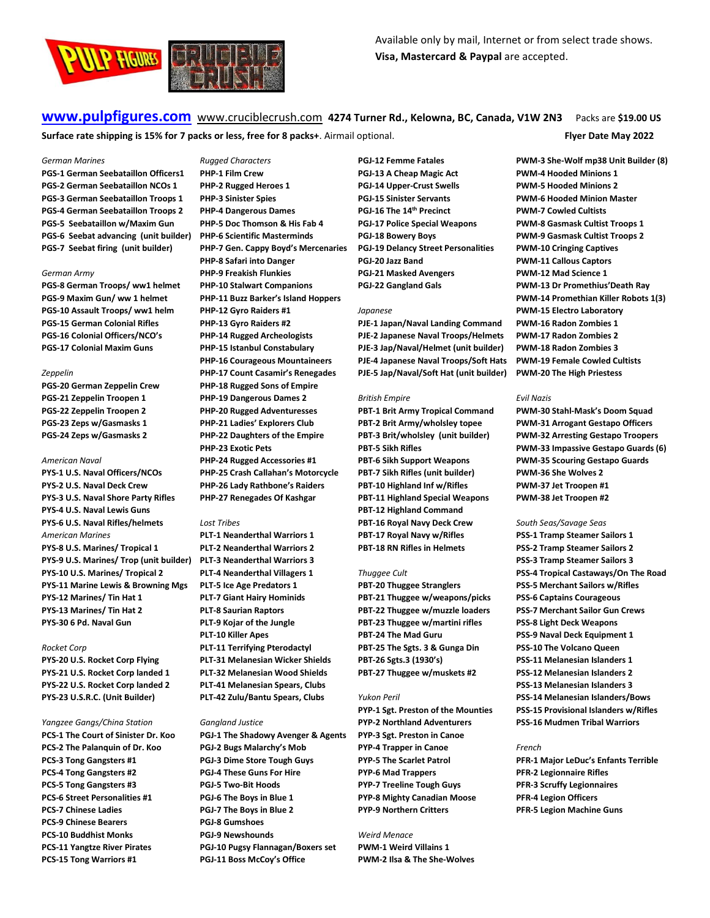Available only by mail, Internet or from select trade shows.
**Visa, Mastercard & Paypal** are accepted.

**www.pulpfigures.com** www.cruciblecrush.com **4274 Turner Rd., Kelowna, BC, Canada, V1W 2N3** Packs are **$19.00 US**

**Surface rate shipping is 15% for 7 packs or less, free for 8 packs+**. Airmail optional. **Flyer Date May 2022**

*German Marines*

**PGS-1 German Seebataillon Officers1**
**PGS-2 German Seebataillon NCOs 1**
**PGS-3 German Seebataillon Troops 1**
**PGS-4 German Seebataillon Troops 2**
**PGS-5 Seebataillon w/Maxim Gun**
**PGS-6 Seebat advancing (unit builder)**
**PGS-7 Seebat firing (unit builder)**

*German Army*

**PGS-8 German Troops/ ww1 helmet**
**PGS-9 Maxim Gun/ ww 1 helmet**
**PGS-10 Assault Troops/ ww1 helm**
**PGS-15 German Colonial Rifles**
**PGS-16 Colonial Officers/NCO's**
**PGS-17 Colonial Maxim Guns**

*Zeppelin*

**PGS-20 German Zeppelin Crew**
**PGS-21 Zeppelin Troopen 1**
**PGS-22 Zeppelin Troopen 2**
**PGS-23 Zeps w/Gasmasks 1**
**PGS-24 Zeps w/Gasmasks 2**

*American Naval*

**PYS-1 U.S. Naval Officers/NCOs**
**PYS-2 U.S. Naval Deck Crew**
**PYS-3 U.S. Naval Shore Party Rifles**
**PYS-4 U.S. Naval Lewis Guns**
**PYS-6 U.S. Naval Rifles/helmets**

*American Marines*

**PYS-8 U.S. Marines/ Tropical 1**
**PYS-9 U.S. Marines/ Trop (unit builder)**
**PYS-10 U.S. Marines/ Tropical 2**
**PYS-11 Marine Lewis & Browning Mgs**
**PYS-12 Marines/ Tin Hat 1**
**PYS-13 Marines/ Tin Hat 2**
**PYS-30 6 Pd. Naval Gun**

*Rocket Corp*

**PYS-20 U.S. Rocket Corp Flying**
**PYS-21 U.S. Rocket Corp landed 1**
**PYS-22 U.S. Rocket Corp landed 2**
**PYS-23 U.S.R.C. (Unit Builder)**

*Yangzee Gangs/China Station*

**PCS-1 The Court of Sinister Dr. Koo**
**PCS-2 The Palanquin of Dr. Koo**
**PCS-3 Tong Gangsters #1**
**PCS-4 Tong Gangsters #2**
**PCS-5 Tong Gangsters #3**
**PCS-6 Street Personalities #1**
**PCS-7 Chinese Ladies**
**PCS-9 Chinese Bearers**
**PCS-10 Buddhist Monks**
**PCS-11 Yangtze River Pirates**
**PCS-15 Tong Warriors #1**

*Rugged Characters*

**PHP-1 Film Crew**
**PHP-2 Rugged Heroes 1**
**PHP-3 Sinister Spies**
**PHP-4 Dangerous Dames**
**PHP-5 Doc Thomson & His Fab 4**
**PHP-6 Scientific Masterminds**
**PHP-7 Gen. Cappy Boyd's Mercenaries**
**PHP-8 Safari into Danger**
**PHP-9 Freakish Flunkies**
**PHP-10 Stalwart Companions**
**PHP-11 Buzz Barker's Island Hoppers**
**PHP-12 Gyro Raiders #1**
**PHP-13 Gyro Raiders #2**
**PHP-14 Rugged Archeologists**
**PHP-15 Istanbul Constabulary**
**PHP-16 Courageous Mountaineers**
**PHP-17 Count Casamir's Renegades**
**PHP-18 Rugged Sons of Empire**
**PHP-19 Dangerous Dames 2**
**PHP-20 Rugged Adventuresses**
**PHP-21 Ladies' Explorers Club**
**PHP-22 Daughters of the Empire**
**PHP-23 Exotic Pets**
**PHP-24 Rugged Accessories #1**
**PHP-25 Crash Callahan's Motorcycle**
**PHP-26 Lady Rathbone's Raiders**
**PHP-27 Renegades Of Kashgar**

*Lost Tribes*

**PLT-1 Neanderthal Warriors 1**
**PLT-2 Neanderthal Warriors 2**
**PLT-3 Neanderthal Warriors 3**
**PLT-4 Neanderthal Villagers 1**
**PLT-5 Ice Age Predators 1**
**PLT-7 Giant Hairy Hominids**
**PLT-8 Saurian Raptors**
**PLT-9 Kojar of the Jungle**
**PLT-10 Killer Apes**
**PLT-11 Terrifying Pterodactyl**
**PLT-31 Melanesian Wicker Shields**
**PLT-32 Melanesian Wood Shields**
**PLT-41 Melanesian Spears, Clubs**
**PLT-42 Zulu/Bantu Spears, Clubs**

*Gangland Justice*

**PGJ-1 The Shadowy Avenger & Agents**
**PGJ-2 Bugs Malarchy's Mob**
**PGJ-3 Dime Store Tough Guys**
**PGJ-4 These Guns For Hire**
**PGJ-5 Two-Bit Hoods**
**PGJ-6 The Boys in Blue 1**
**PGJ-7 The Boys in Blue 2**
**PGJ-8 Gumshoes**
**PGJ-9 Newshounds**
**PGJ-10 Pugsy Flannagan/Boxers set**
**PGJ-11 Boss McCoy's Office**
**PGJ-12 Femme Fatales**
**PGJ-13 A Cheap Magic Act**
**PGJ-14 Upper-Crust Swells**
**PGJ-15 Sinister Servants**
**PGJ-16 The 14th Precinct**
**PGJ-17 Police Special Weapons**
**PGJ-18 Bowery Boys**
**PGJ-19 Delancy Street Personalities**
**PGJ-20 Jazz Band**
**PGJ-21 Masked Avengers**
**PGJ-22 Gangland Gals**

*Japanese*

**PJE-1 Japan/Naval Landing Command**
**PJE-2 Japanese Naval Troops/Helmets**
**PJE-3 Jap/Naval/Helmet (unit builder)**
**PJE-4 Japanese Naval Troops/Soft Hats**
**PJE-5 Jap/Naval/Soft Hat (unit builder)**

*British Empire*

**PBT-1 Brit Army Tropical Command**
**PBT-2 Brit Army/wholsley topee**
**PBT-3 Brit/wholsley (unit builder)**
**PBT-5 Sikh Rifles**
**PBT-6 Sikh Support Weapons**
**PBT-7 Sikh Rifles (unit builder)**
**PBT-10 Highland Inf w/Rifles**
**PBT-11 Highland Special Weapons**
**PBT-12 Highland Command**
**PBT-16 Royal Navy Deck Crew**
**PBT-17 Royal Navy w/Rifles**
**PBT-18 RN Rifles in Helmets**

*Thuggee Cult*

**PBT-20 Thuggee Stranglers**
**PBT-21 Thuggee w/weapons/picks**
**PBT-22 Thuggee w/muzzle loaders**
**PBT-23 Thuggee w/martini rifles**
**PBT-24 The Mad Guru**
**PBT-25 The Sgts. 3 & Gunga Din**
**PBT-26 Sgts.3 (1930's)**
**PBT-27 Thuggee w/muskets #2**

*Yukon Peril*

**PYP-1 Sgt. Preston of the Mounties**
**PYP-2 Northland Adventurers**
**PYP-3 Sgt. Preston in Canoe**
**PYP-4 Trapper in Canoe**
**PYP-5 The Scarlet Patrol**
**PYP-6 Mad Trappers**
**PYP-7 Treeline Tough Guys**
**PYP-8 Mighty Canadian Moose**
**PYP-9 Northern Critters**

*Weird Menace*

**PWM-1 Weird Villains 1**
**PWM-2 Ilsa & The She-Wolves**
**PWM-3 She-Wolf mp38 Unit Builder (8)**
**PWM-4 Hooded Minions 1**
**PWM-5 Hooded Minions 2**
**PWM-6 Hooded Minion Master**
**PWM-7 Cowled Cultists**
**PWM-8 Gasmask Cultist Troops 1**
**PWM-9 Gasmask Cultist Troops 2**
**PWM-10 Cringing Captives**
**PWM-11 Callous Captors**
**PWM-12 Mad Science 1**
**PWM-13 Dr Promethius'Death Ray**
**PWM-14 Promethian Killer Robots 1(3)**
**PWM-15 Electro Laboratory**
**PWM-16 Radon Zombies 1**
**PWM-17 Radon Zombies 2**
**PWM-18 Radon Zombies 3**
**PWM-19 Female Cowled Cultists**
**PWM-20 The High Priestess**

*Evil Nazis*

**PWM-30 Stahl-Mask's Doom Squad**
**PWM-31 Arrogant Gestapo Officers**
**PWM-32 Arresting Gestapo Troopers**
**PWM-33 Impassive Gestapo Guards (6)**
**PWM-35 Scouring Gestapo Guards**
**PWM-36 She Wolves 2**
**PWM-37 Jet Troopen #1**
**PWM-38 Jet Troopen #2**

*South Seas/Savage Seas*

**PSS-1 Tramp Steamer Sailors 1**
**PSS-2 Tramp Steamer Sailors 2**
**PSS-3 Tramp Steamer Sailors 3**
**PSS-4 Tropical Castaways/On The Road**
**PSS-5 Merchant Sailors w/Rifles**
**PSS-6 Captains Courageous**
**PSS-7 Merchant Sailor Gun Crews**
**PSS-8 Light Deck Weapons**
**PSS-9 Naval Deck Equipment 1**
**PSS-10 The Volcano Queen**
**PSS-11 Melanesian Islanders 1**
**PSS-12 Melanesian Islanders 2**
**PSS-13 Melanesian Islanders 3**
**PSS-14 Melanesian Islanders/Bows**
**PSS-15 Provisional Islanders w/Rifles**
**PSS-16 Mudmen Tribal Warriors**

*French*

**PFR-1 Major LeDuc's Enfants Terrible**
**PFR-2 Legionnaire Rifles**
**PFR-3 Scruffy Legionnaires**
**PFR-4 Legion Officers**
**PFR-5 Legion Machine Guns**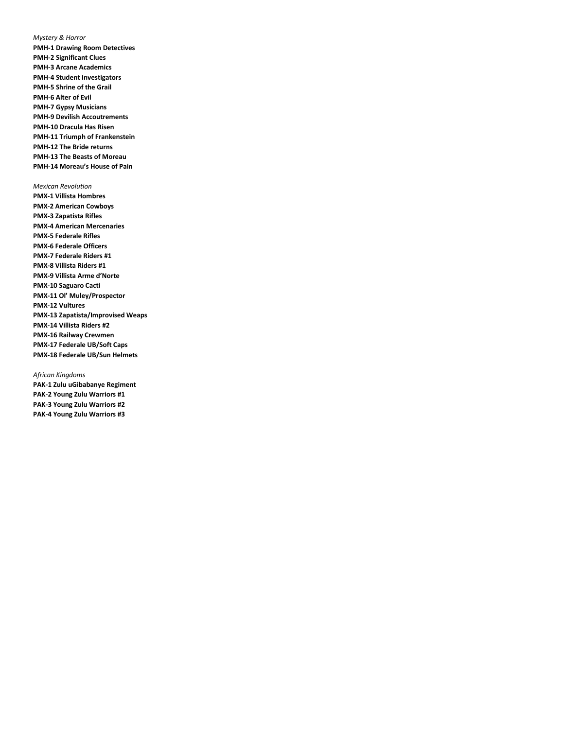*Mystery & Horror*

**PMH-1 Drawing Room Detectives**
**PMH-2 Significant Clues**
**PMH-3 Arcane Academics**
**PMH-4 Student Investigators**
**PMH-5 Shrine of the Grail**
**PMH-6 Alter of Evil**
**PMH-7 Gypsy Musicians**
**PMH-9 Devilish Accoutrements**
**PMH-10 Dracula Has Risen**
**PMH-11 Triumph of Frankenstein**
**PMH-12 The Bride returns**
**PMH-13 The Beasts of Moreau**
**PMH-14 Moreau's House of Pain**

*Mexican Revolution*

**PMX-1 Villista Hombres**
**PMX-2 American Cowboys**
**PMX-3 Zapatista Rifles**
**PMX-4 American Mercenaries**
**PMX-5 Federale Rifles**
**PMX-6 Federale Officers**
**PMX-7 Federale Riders #1**
**PMX-8 Villista Riders #1**
**PMX-9 Villista Arme d'Norte**
**PMX-10 Saguaro Cacti**
**PMX-11 Ol' Muley/Prospector**
**PMX-12 Vultures**
**PMX-13 Zapatista/Improvised Weaps**
**PMX-14 Villista Riders #2**
**PMX-16 Railway Crewmen**
**PMX-17 Federale UB/Soft Caps**
**PMX-18 Federale UB/Sun Helmets**

*African Kingdoms*

**PAK-1 Zulu uGibabanye Regiment**
**PAK-2 Young Zulu Warriors #1**
**PAK-3 Young Zulu Warriors #2**
**PAK-4 Young Zulu Warriors #3**